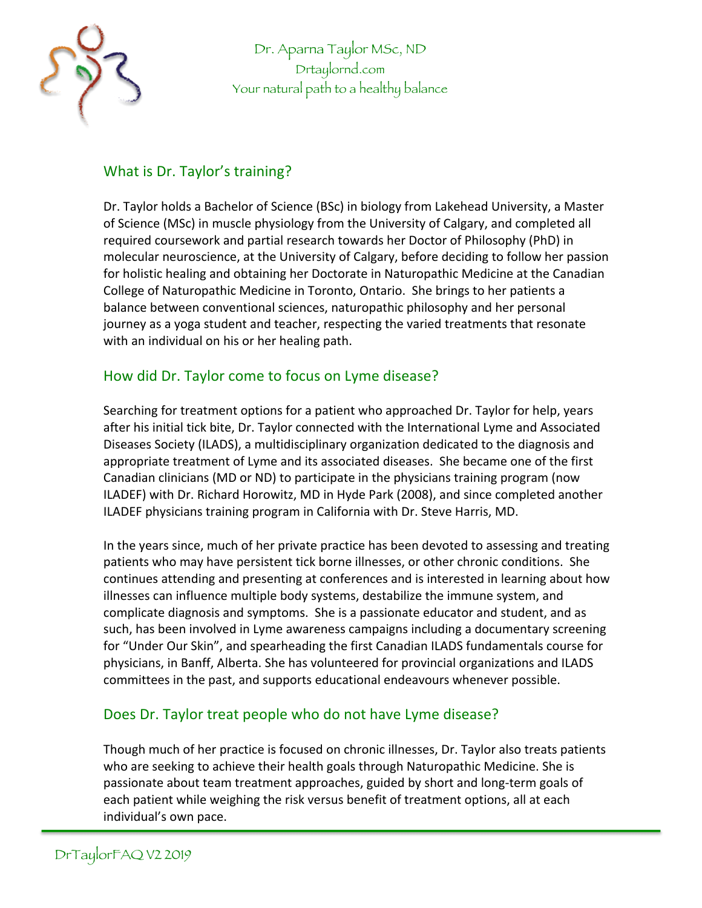Dr. Aparna Taylor MSc, ND
Drtaylornd.com
Your natural path to a healthy balance

## What is Dr. Taylor's training?

Dr. Taylor holds a Bachelor of Science (BSc) in biology from Lakehead University, a Master of Science (MSc) in muscle physiology from the University of Calgary, and completed all required coursework and partial research towards her Doctor of Philosophy (PhD) in molecular neuroscience, at the University of Calgary, before deciding to follow her passion for holistic healing and obtaining her Doctorate in Naturopathic Medicine at the Canadian College of Naturopathic Medicine in Toronto, Ontario. She brings to her patients a balance between conventional sciences, naturopathic philosophy and her personal journey as a yoga student and teacher, respecting the varied treatments that resonate with an individual on his or her healing path.

## How did Dr. Taylor come to focus on Lyme disease?

Searching for treatment options for a patient who approached Dr. Taylor for help, years after his initial tick bite, Dr. Taylor connected with the International Lyme and Associated Diseases Society (ILADS), a multidisciplinary organization dedicated to the diagnosis and appropriate treatment of Lyme and its associated diseases. She became one of the first Canadian clinicians (MD or ND) to participate in the physicians training program (now ILADEF) with Dr. Richard Horowitz, MD in Hyde Park (2008), and since completed another ILADEF physicians training program in California with Dr. Steve Harris, MD.

In the years since, much of her private practice has been devoted to assessing and treating patients who may have persistent tick borne illnesses, or other chronic conditions. She continues attending and presenting at conferences and is interested in learning about how illnesses can influence multiple body systems, destabilize the immune system, and complicate diagnosis and symptoms. She is a passionate educator and student, and as such, has been involved in Lyme awareness campaigns including a documentary screening for "Under Our Skin", and spearheading the first Canadian ILADS fundamentals course for physicians, in Banff, Alberta. She has volunteered for provincial organizations and ILADS committees in the past, and supports educational endeavours whenever possible.

## Does Dr. Taylor treat people who do not have Lyme disease?

Though much of her practice is focused on chronic illnesses, Dr. Taylor also treats patients who are seeking to achieve their health goals through Naturopathic Medicine. She is passionate about team treatment approaches, guided by short and long-term goals of each patient while weighing the risk versus benefit of treatment options, all at each individual's own pace.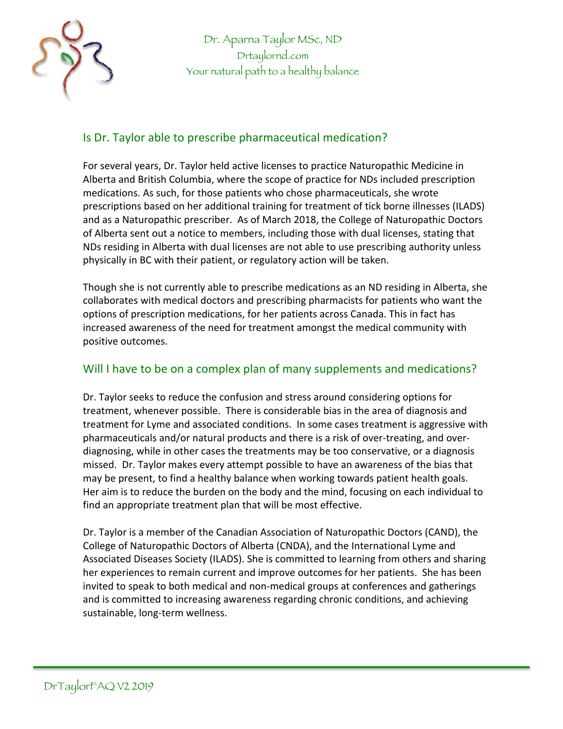## Is Dr. Taylor able to prescribe pharmaceutical medication?

For several years, Dr. Taylor held active licenses to practice Naturopathic Medicine in Alberta and British Columbia, where the scope of practice for NDs included prescription medications. As such, for those patients who chose pharmaceuticals, she wrote prescriptions based on her additional training for treatment of tick borne illnesses (ILADS) and as a Naturopathic prescriber. As of March 2018, the College of Naturopathic Doctors of Alberta sent out a notice to members, including those with dual licenses, stating that NDs residing in Alberta with dual licenses are not able to use prescribing authority unless physically in BC with their patient, or regulatory action will be taken.

Though she is not currently able to prescribe medications as an ND residing in Alberta, she collaborates with medical doctors and prescribing pharmacists for patients who want the options of prescription medications, for her patients across Canada. This in fact has increased awareness of the need for treatment amongst the medical community with positive outcomes.

## Will I have to be on a complex plan of many supplements and medications?

Dr. Taylor seeks to reduce the confusion and stress around considering options for treatment, whenever possible. There is considerable bias in the area of diagnosis and treatment for Lyme and associated conditions. In some cases treatment is aggressive with pharmaceuticals and/or natural products and there is a risk of over-treating, and over-diagnosing, while in other cases the treatments may be too conservative, or a diagnosis missed. Dr. Taylor makes every attempt possible to have an awareness of the bias that may be present, to find a healthy balance when working towards patient health goals. Her aim is to reduce the burden on the body and the mind, focusing on each individual to find an appropriate treatment plan that will be most effective.

Dr. Taylor is a member of the Canadian Association of Naturopathic Doctors (CAND), the College of Naturopathic Doctors of Alberta (CNDA), and the International Lyme and Associated Diseases Society (ILADS). She is committed to learning from others and sharing her experiences to remain current and improve outcomes for her patients. She has been invited to speak to both medical and non-medical groups at conferences and gatherings and is committed to increasing awareness regarding chronic conditions, and achieving sustainable, long-term wellness.